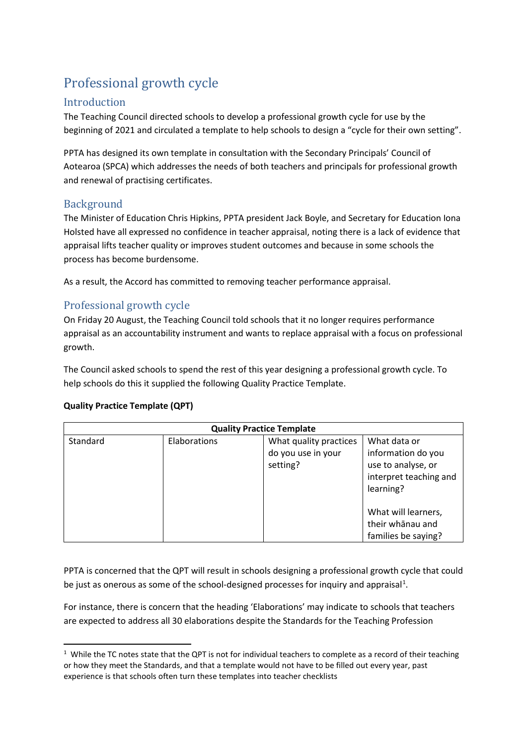# Professional growth cycle

## Introduction

The Teaching Council directed schools to develop a professional growth cycle for use by the beginning of 2021 and circulated a template to help schools to design a "cycle for their own setting".

PPTA has designed its own template in consultation with the Secondary Principals' Council of Aotearoa (SPCA) which addresses the needs of both teachers and principals for professional growth and renewal of practising certificates.

## Background

The Minister of Education Chris Hipkins, PPTA president Jack Boyle, and Secretary for Education Iona Holsted have all expressed no confidence in teacher appraisal, noting there is a lack of evidence that appraisal lifts teacher quality or improves student outcomes and because in some schools the process has become burdensome.

As a result, the Accord has committed to removing teacher performance appraisal.

## Professional growth cycle

On Friday 20 August, the Teaching Council told schools that it no longer requires performance appraisal as an accountability instrument and wants to replace appraisal with a focus on professional growth.

The Council asked schools to spend the rest of this year designing a professional growth cycle. To help schools do this it supplied the following Quality Practice Template.

**Quality Practice Template (QPT)**

| **Quality Practice Template** | | | |
|---|---|---|---|
| Standard | Elaborations | What quality practices do you use in your setting? | What data or information do you use to analyse, or interpret teaching and learning?<br><br>What will learners, their whānau and families be saying? |

PPTA is concerned that the QPT will result in schools designing a professional growth cycle that could be just as onerous as some of the school-designed processes for inquiry and appraisal[1].

For instance, there is concern that the heading 'Elaborations' may indicate to schools that teachers are expected to address all 30 elaborations despite the Standards for the Teaching Profession

[1] While the TC notes state that the QPT is not for individual teachers to complete as a record of their teaching or how they meet the Standards, and that a template would not have to be filled out every year, past experience is that schools often turn these templates into teacher checklists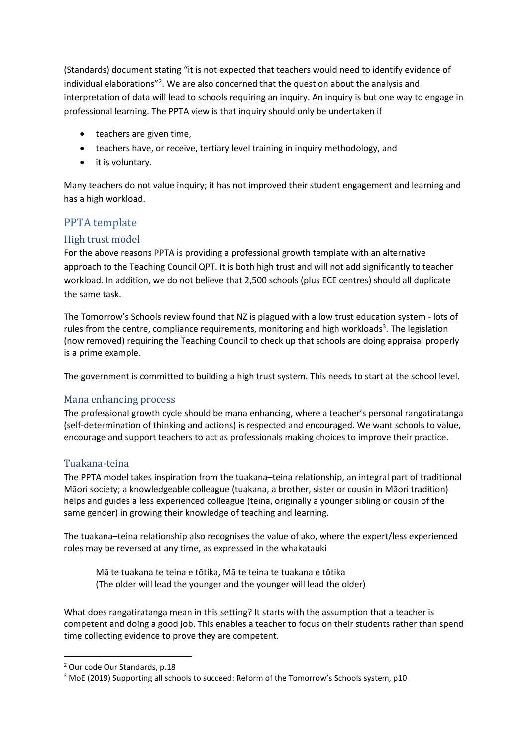(Standards) document stating "it is not expected that teachers would need to identify evidence of individual elaborations"[2]. We are also concerned that the question about the analysis and interpretation of data will lead to schools requiring an inquiry. An inquiry is but one way to engage in professional learning. The PPTA view is that inquiry should only be undertaken if

- teachers are given time,
- teachers have, or receive, tertiary level training in inquiry methodology, and
- it is voluntary.

Many teachers do not value inquiry; it has not improved their student engagement and learning and has a high workload.

## PPTA template

### High trust model

For the above reasons PPTA is providing a professional growth template with an alternative approach to the Teaching Council QPT. It is both high trust and will not add significantly to teacher workload. In addition, we do not believe that 2,500 schools (plus ECE centres) should all duplicate the same task.

The Tomorrow's Schools review found that NZ is plagued with a low trust education system - lots of rules from the centre, compliance requirements, monitoring and high workloads[3]. The legislation (now removed) requiring the Teaching Council to check up that schools are doing appraisal properly is a prime example.

The government is committed to building a high trust system. This needs to start at the school level.

### Mana enhancing process

The professional growth cycle should be mana enhancing, where a teacher's personal rangatiratanga (self-determination of thinking and actions) is respected and encouraged. We want schools to value, encourage and support teachers to act as professionals making choices to improve their practice.

### Tuakana-teina

The PPTA model takes inspiration from the tuakana–teina relationship, an integral part of traditional Māori society; a knowledgeable colleague (tuakana, a brother, sister or cousin in Māori tradition) helps and guides a less experienced colleague (teina, originally a younger sibling or cousin of the same gender) in growing their knowledge of teaching and learning.

The tuakana–teina relationship also recognises the value of ako, where the expert/less experienced roles may be reversed at any time, as expressed in the whakatauki

> Mā te tuakana te teina e tōtika, Mā te teina te tuakana e tōtika
> (The older will lead the younger and the younger will lead the older)

What does rangatiratanga mean in this setting? It starts with the assumption that a teacher is competent and doing a good job. This enables a teacher to focus on their students rather than spend time collecting evidence to prove they are competent.

---

[2] Our code Our Standards, p.18

[3] MoE (2019) Supporting all schools to succeed: Reform of the Tomorrow's Schools system, p10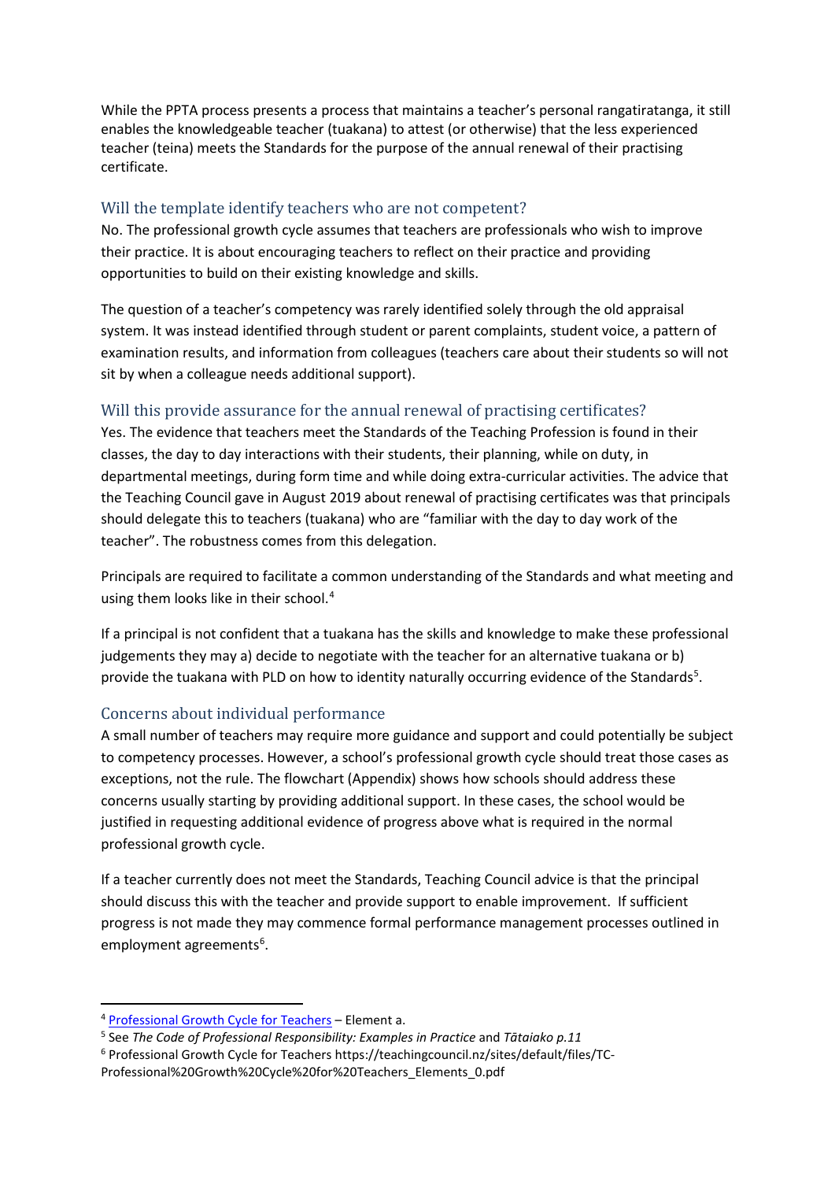While the PPTA process presents a process that maintains a teacher's personal rangatiratanga, it still enables the knowledgeable teacher (tuakana) to attest (or otherwise) that the less experienced teacher (teina) meets the Standards for the purpose of the annual renewal of their practising certificate.

## Will the template identify teachers who are not competent?

No. The professional growth cycle assumes that teachers are professionals who wish to improve their practice. It is about encouraging teachers to reflect on their practice and providing opportunities to build on their existing knowledge and skills.

The question of a teacher's competency was rarely identified solely through the old appraisal system. It was instead identified through student or parent complaints, student voice, a pattern of examination results, and information from colleagues (teachers care about their students so will not sit by when a colleague needs additional support).

## Will this provide assurance for the annual renewal of practising certificates?

Yes. The evidence that teachers meet the Standards of the Teaching Profession is found in their classes, the day to day interactions with their students, their planning, while on duty, in departmental meetings, during form time and while doing extra-curricular activities. The advice that the Teaching Council gave in August 2019 about renewal of practising certificates was that principals should delegate this to teachers (tuakana) who are "familiar with the day to day work of the teacher". The robustness comes from this delegation.

Principals are required to facilitate a common understanding of the Standards and what meeting and using them looks like in their school.[4]

If a principal is not confident that a tuakana has the skills and knowledge to make these professional judgements they may a) decide to negotiate with the teacher for an alternative tuakana or b) provide the tuakana with PLD on how to identity naturally occurring evidence of the Standards[5].

## Concerns about individual performance

A small number of teachers may require more guidance and support and could potentially be subject to competency processes. However, a school's professional growth cycle should treat those cases as exceptions, not the rule. The flowchart (Appendix) shows how schools should address these concerns usually starting by providing additional support. In these cases, the school would be justified in requesting additional evidence of progress above what is required in the normal professional growth cycle.

If a teacher currently does not meet the Standards, Teaching Council advice is that the principal should discuss this with the teacher and provide support to enable improvement. If sufficient progress is not made they may commence formal performance management processes outlined in employment agreements[6].

---

[4] Professional Growth Cycle for Teachers – Element a.

[5] See *The Code of Professional Responsibility: Examples in Practice* and *Tātaiako p.11*

[6] Professional Growth Cycle for Teachers https://teachingcouncil.nz/sites/default/files/TC-Professional%20Growth%20Cycle%20for%20Teachers_Elements_0.pdf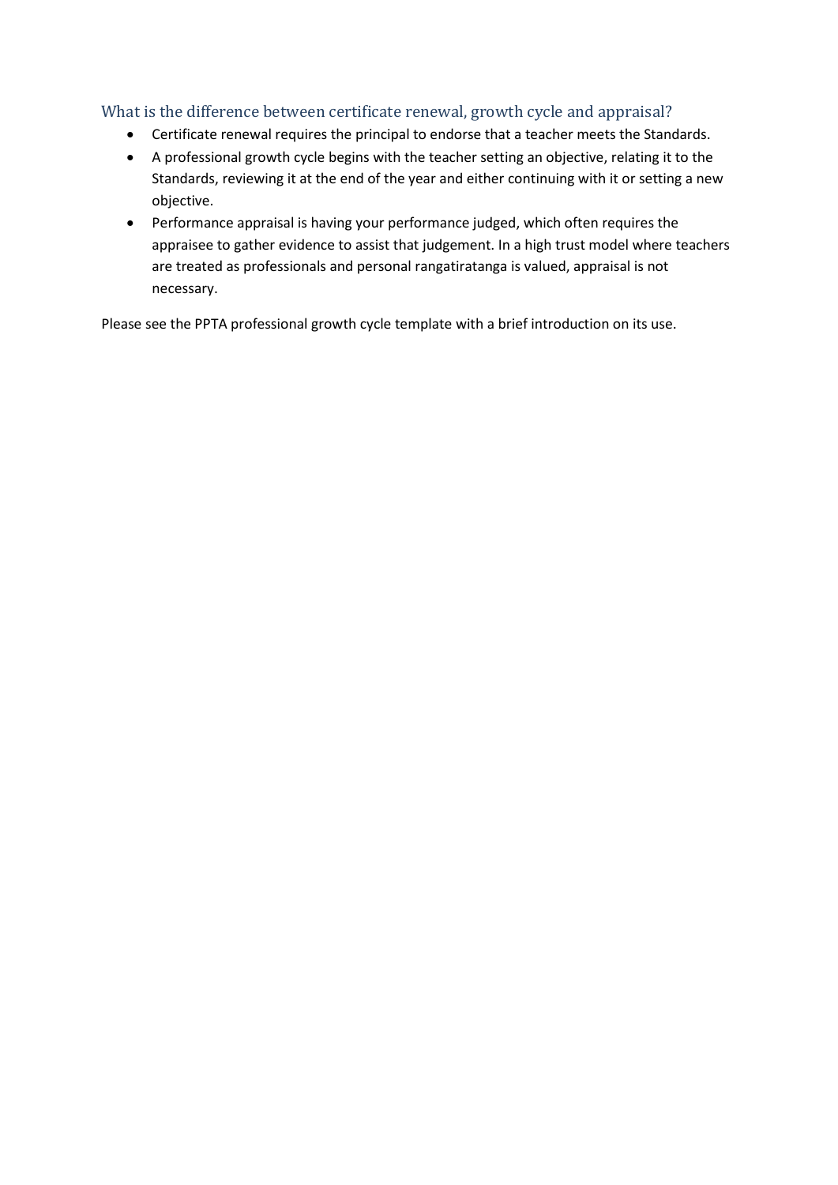### What is the difference between certificate renewal, growth cycle and appraisal?

- Certificate renewal requires the principal to endorse that a teacher meets the Standards.
- A professional growth cycle begins with the teacher setting an objective, relating it to the Standards, reviewing it at the end of the year and either continuing with it or setting a new objective.
- Performance appraisal is having your performance judged, which often requires the appraisee to gather evidence to assist that judgement. In a high trust model where teachers are treated as professionals and personal rangatiratanga is valued, appraisal is not necessary.

Please see the PPTA professional growth cycle template with a brief introduction on its use.